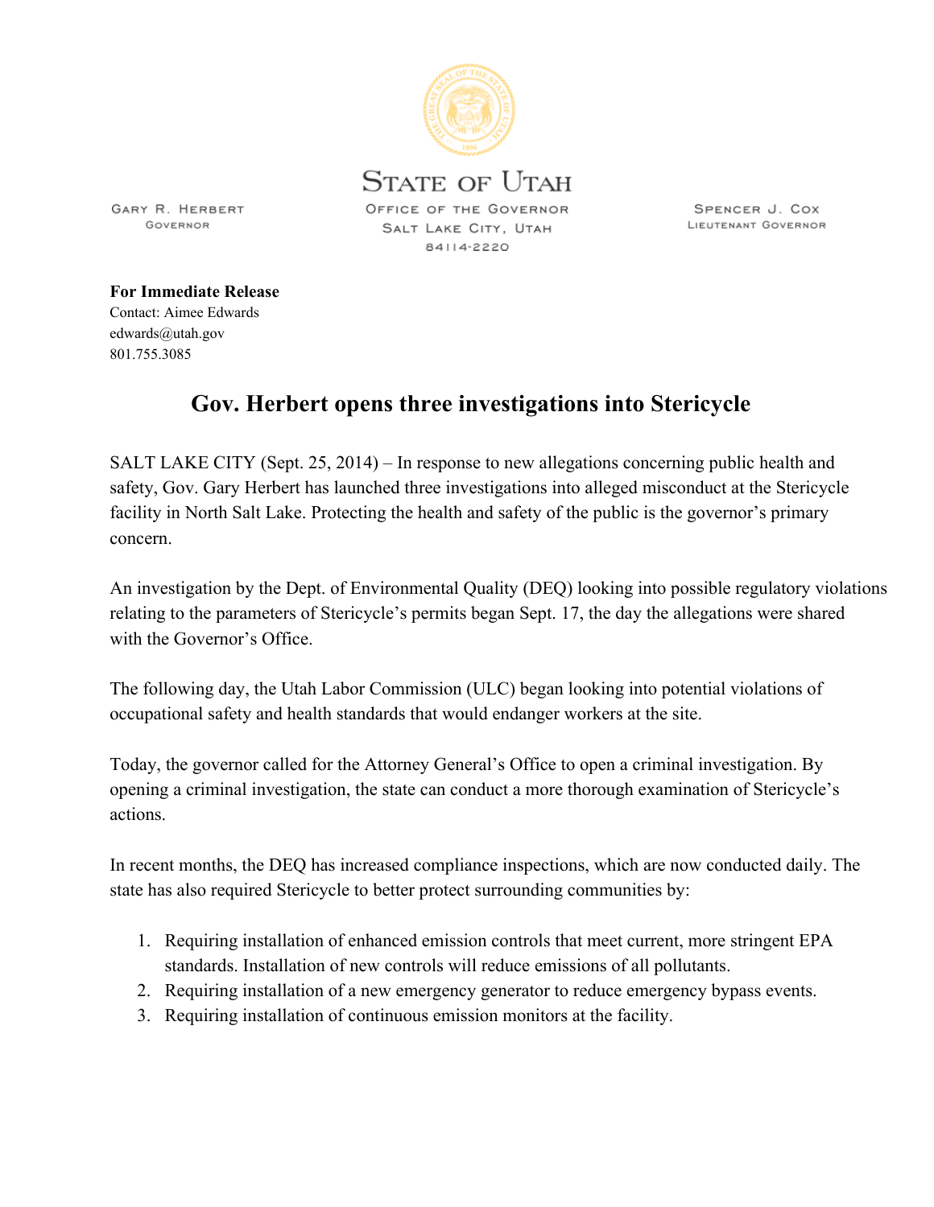STATE OF UTAH

GARY R. HERBERT
GOVERNOR

OFFICE OF THE GOVERNOR
SALT LAKE CITY, UTAH
84114-2220

SPENCER J. COX
LIEUTENANT GOVERNOR

**For Immediate Release**
Contact: Aimee Edwards
edwards@utah.gov
801.755.3085

# Gov. Herbert opens three investigations into Stericycle

SALT LAKE CITY (Sept. 25, 2014) – In response to new allegations concerning public health and safety, Gov. Gary Herbert has launched three investigations into alleged misconduct at the Stericycle facility in North Salt Lake. Protecting the health and safety of the public is the governor's primary concern.

An investigation by the Dept. of Environmental Quality (DEQ) looking into possible regulatory violations relating to the parameters of Stericycle's permits began Sept. 17, the day the allegations were shared with the Governor's Office.

The following day, the Utah Labor Commission (ULC) began looking into potential violations of occupational safety and health standards that would endanger workers at the site.

Today, the governor called for the Attorney General's Office to open a criminal investigation. By opening a criminal investigation, the state can conduct a more thorough examination of Stericycle's actions.

In recent months, the DEQ has increased compliance inspections, which are now conducted daily. The state has also required Stericycle to better protect surrounding communities by:

1. Requiring installation of enhanced emission controls that meet current, more stringent EPA standards. Installation of new controls will reduce emissions of all pollutants.
2. Requiring installation of a new emergency generator to reduce emergency bypass events.
3. Requiring installation of continuous emission monitors at the facility.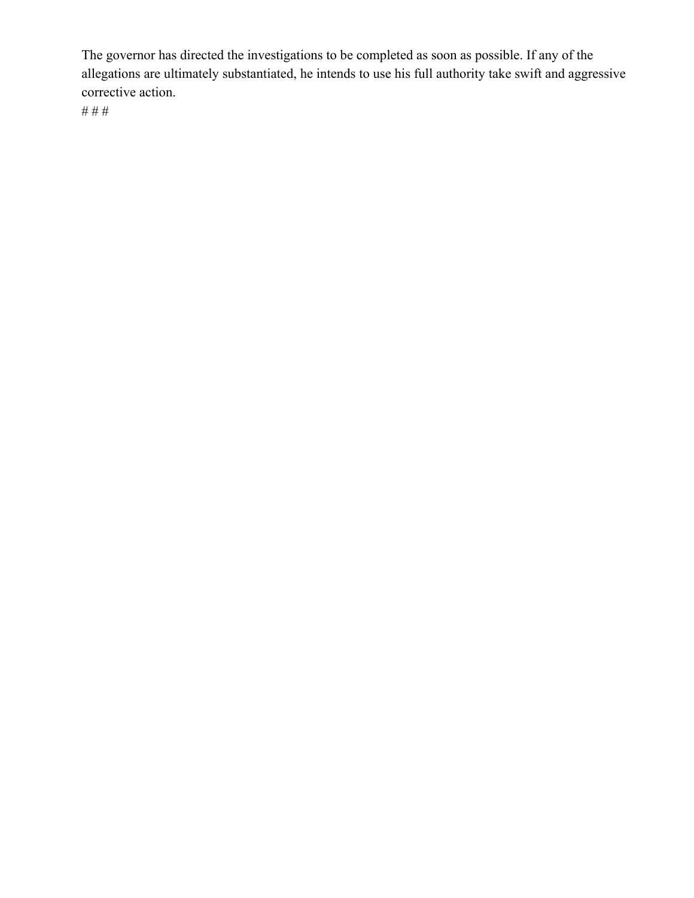The governor has directed the investigations to be completed as soon as possible. If any of the allegations are ultimately substantiated, he intends to use his full authority take swift and aggressive corrective action.

# # #